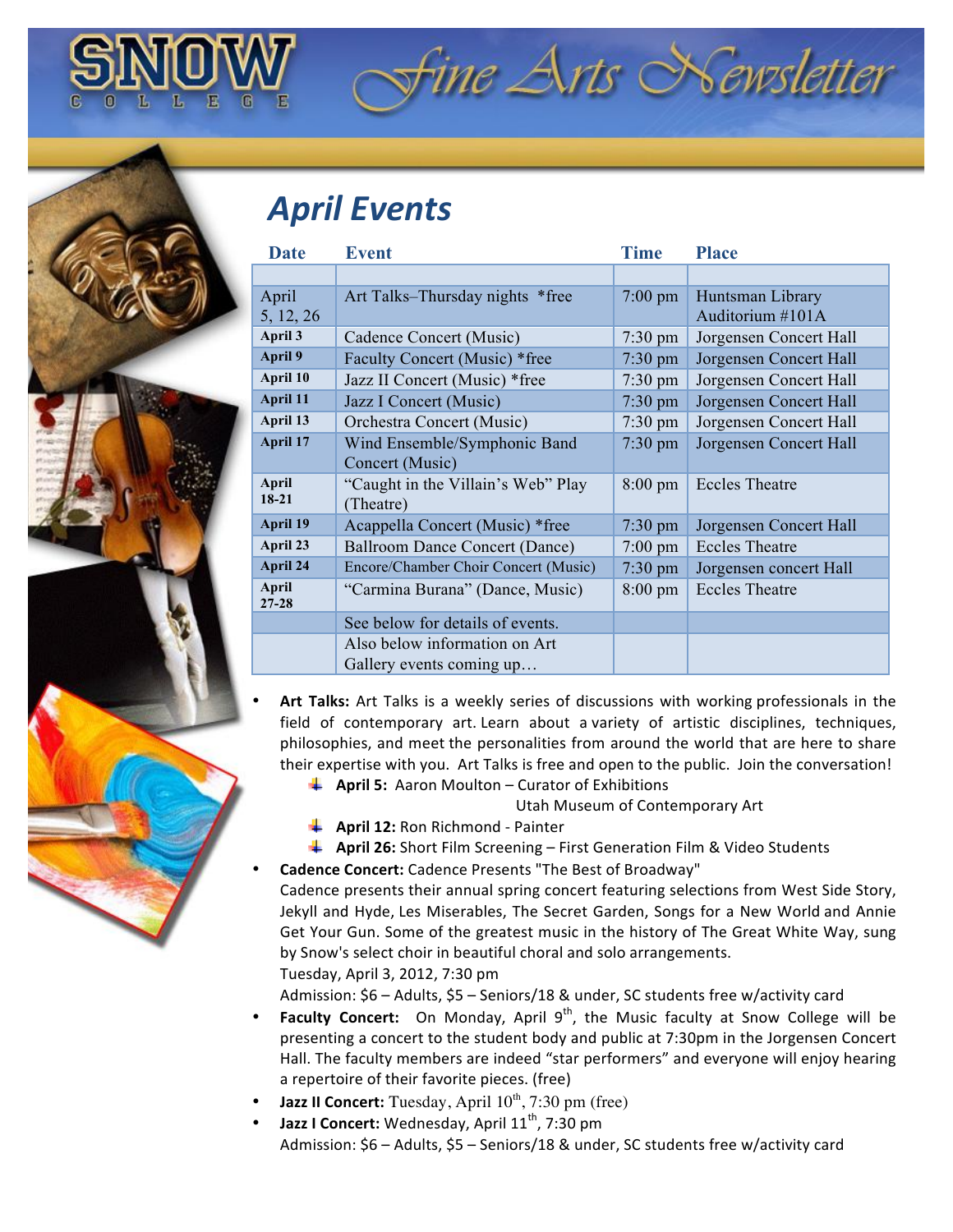# SNOW COLLEGE Fine Arts Newsletter

## April Events

| Date | Event | Time | Place |
|---|---|---|---|
| | | | |
| April 5, 12, 26 | Art Talks–Thursday nights *free | 7:00 pm | Huntsman Library Auditorium #101A |
| **April 3** | Cadence Concert (Music) | 7:30 pm | Jorgensen Concert Hall |
| **April 9** | Faculty Concert (Music) *free | 7:30 pm | Jorgensen Concert Hall |
| **April 10** | Jazz II Concert (Music) *free | 7:30 pm | Jorgensen Concert Hall |
| **April 11** | Jazz I Concert (Music) | 7:30 pm | Jorgensen Concert Hall |
| **April 13** | Orchestra Concert (Music) | 7:30 pm | Jorgensen Concert Hall |
| **April 17** | Wind Ensemble/Symphonic Band Concert (Music) | 7:30 pm | Jorgensen Concert Hall |
| **April 18-21** | "Caught in the Villain's Web" Play (Theatre) | 8:00 pm | Eccles Theatre |
| **April 19** | Acappella Concert (Music) *free | 7:30 pm | Jorgensen Concert Hall |
| **April 23** | Ballroom Dance Concert (Dance) | 7:00 pm | Eccles Theatre |
| **April 24** | Encore/Chamber Choir Concert (Music) | 7:30 pm | Jorgensen concert Hall |
| **April 27-28** | "Carmina Burana" (Dance, Music) | 8:00 pm | Eccles Theatre |
| | See below for details of events. | | |
| | Also below information on Art Gallery events coming up… | | |

- **Art Talks:** Art Talks is a weekly series of discussions with working professionals in the field of contemporary art. Learn about a variety of artistic disciplines, techniques, philosophies, and meet the personalities from around the world that are here to share their expertise with you. Art Talks is free and open to the public. Join the conversation!
  - **April 5:** Aaron Moulton – Curator of Exhibitions
    Utah Museum of Contemporary Art
  - **April 12:** Ron Richmond - Painter
  - **April 26:** Short Film Screening – First Generation Film & Video Students
- **Cadence Concert:** Cadence Presents "The Best of Broadway"
  Cadence presents their annual spring concert featuring selections from West Side Story, Jekyll and Hyde, Les Miserables, The Secret Garden, Songs for a New World and Annie Get Your Gun. Some of the greatest music in the history of The Great White Way, sung by Snow's select choir in beautiful choral and solo arrangements.
  Tuesday, April 3, 2012, 7:30 pm
  Admission: $6 – Adults, $5 – Seniors/18 & under, SC students free w/activity card
- **Faculty Concert:** On Monday, April 9th, the Music faculty at Snow College will be presenting a concert to the student body and public at 7:30pm in the Jorgensen Concert Hall. The faculty members are indeed "star performers" and everyone will enjoy hearing a repertoire of their favorite pieces. (free)
- **Jazz II Concert:** Tuesday, April 10th, 7:30 pm (free)
- **Jazz I Concert:** Wednesday, April 11th, 7:30 pm
  Admission: $6 – Adults, $5 – Seniors/18 & under, SC students free w/activity card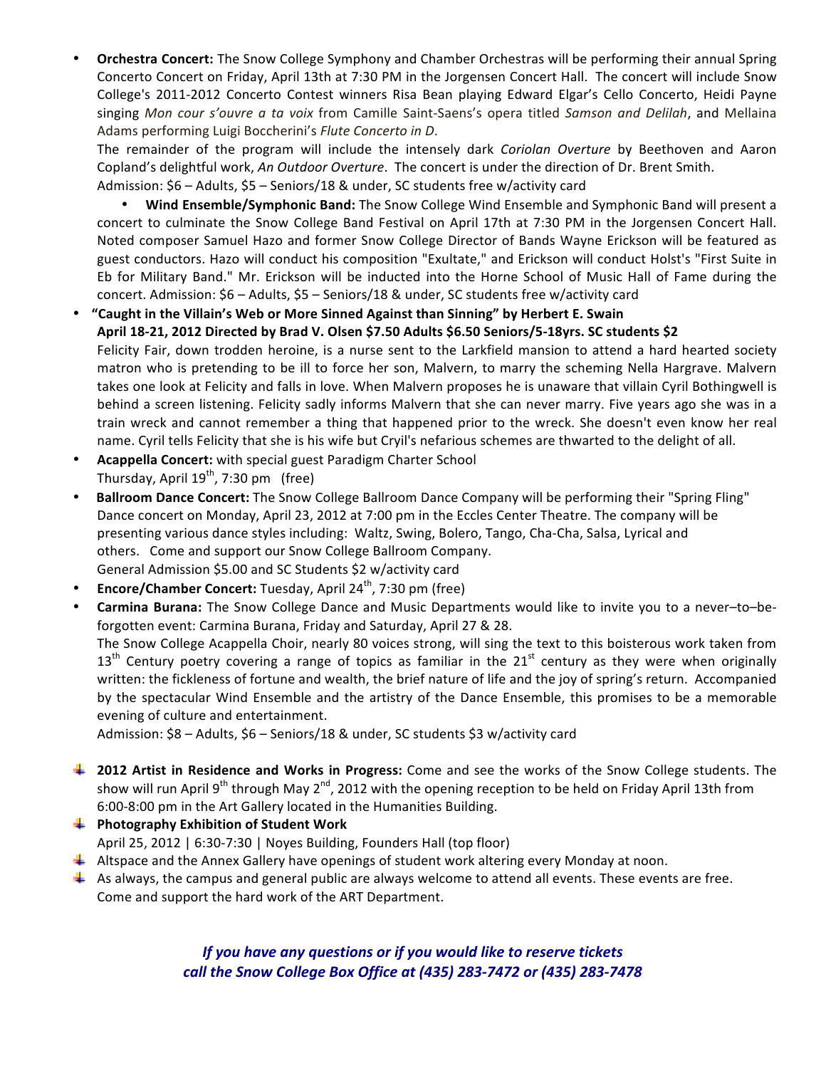- **Orchestra Concert:** The Snow College Symphony and Chamber Orchestras will be performing their annual Spring Concerto Concert on Friday, April 13th at 7:30 PM in the Jorgensen Concert Hall. The concert will include Snow College's 2011-2012 Concerto Contest winners Risa Bean playing Edward Elgar's Cello Concerto, Heidi Payne singing *Mon cour s'ouvre a ta voix* from Camille Saint-Saens's opera titled *Samson and Delilah*, and Mellaina Adams performing Luigi Boccherini's *Flute Concerto in D*.

  The remainder of the program will include the intensely dark *Coriolan Overture* by Beethoven and Aaron Copland's delightful work, *An Outdoor Overture*. The concert is under the direction of Dr. Brent Smith.

  Admission: $6 – Adults, $5 – Seniors/18 & under, SC students free w/activity card

  - **Wind Ensemble/Symphonic Band:** The Snow College Wind Ensemble and Symphonic Band will present a concert to culminate the Snow College Band Festival on April 17th at 7:30 PM in the Jorgensen Concert Hall. Noted composer Samuel Hazo and former Snow College Director of Bands Wayne Erickson will be featured as guest conductors. Hazo will conduct his composition "Exultate," and Erickson will conduct Holst's "First Suite in Eb for Military Band." Mr. Erickson will be inducted into the Horne School of Music Hall of Fame during the concert. Admission: $6 – Adults, $5 – Seniors/18 & under, SC students free w/activity card

- **"Caught in the Villain's Web or More Sinned Against than Sinning" by Herbert E. Swain**
  **April 18-21, 2012 Directed by Brad V. Olsen $7.50 Adults $6.50 Seniors/5-18yrs. SC students $2**
  Felicity Fair, down trodden heroine, is a nurse sent to the Larkfield mansion to attend a hard hearted society matron who is pretending to be ill to force her son, Malvern, to marry the scheming Nella Hargrave. Malvern takes one look at Felicity and falls in love. When Malvern proposes he is unaware that villain Cyril Bothingwell is behind a screen listening. Felicity sadly informs Malvern that she can never marry. Five years ago she was in a train wreck and cannot remember a thing that happened prior to the wreck. She doesn't even know her real name. Cyril tells Felicity that she is his wife but Cryil's nefarious schemes are thwarted to the delight of all.
- **Acappella Concert:** with special guest Paradigm Charter School
  Thursday, April 19th, 7:30 pm (free)
- **Ballroom Dance Concert:** The Snow College Ballroom Dance Company will be performing their "Spring Fling" Dance concert on Monday, April 23, 2012 at 7:00 pm in the Eccles Center Theatre. The company will be presenting various dance styles including: Waltz, Swing, Bolero, Tango, Cha-Cha, Salsa, Lyrical and others. Come and support our Snow College Ballroom Company.
  General Admission $5.00 and SC Students $2 w/activity card
- **Encore/Chamber Concert:** Tuesday, April 24th, 7:30 pm (free)
- **Carmina Burana:** The Snow College Dance and Music Departments would like to invite you to a never–to–be-forgotten event: Carmina Burana, Friday and Saturday, April 27 & 28.
  The Snow College Acappella Choir, nearly 80 voices strong, will sing the text to this boisterous work taken from 13th Century poetry covering a range of topics as familiar in the 21st century as they were when originally written: the fickleness of fortune and wealth, the brief nature of life and the joy of spring's return. Accompanied by the spectacular Wind Ensemble and the artistry of the Dance Ensemble, this promises to be a memorable evening of culture and entertainment.
  Admission: $8 – Adults, $6 – Seniors/18 & under, SC students $3 w/activity card

- **2012 Artist in Residence and Works in Progress:** Come and see the works of the Snow College students. The show will run April 9th through May 2nd, 2012 with the opening reception to be held on Friday April 13th from 6:00-8:00 pm in the Art Gallery located in the Humanities Building.
- **Photography Exhibition of Student Work**
  April 25, 2012 | 6:30-7:30 | Noyes Building, Founders Hall (top floor)
- Altspace and the Annex Gallery have openings of student work altering every Monday at noon.
- As always, the campus and general public are always welcome to attend all events. These events are free. Come and support the hard work of the ART Department.

***If you have any questions or if you would like to reserve tickets call the Snow College Box Office at (435) 283-7472 or (435) 283-7478***